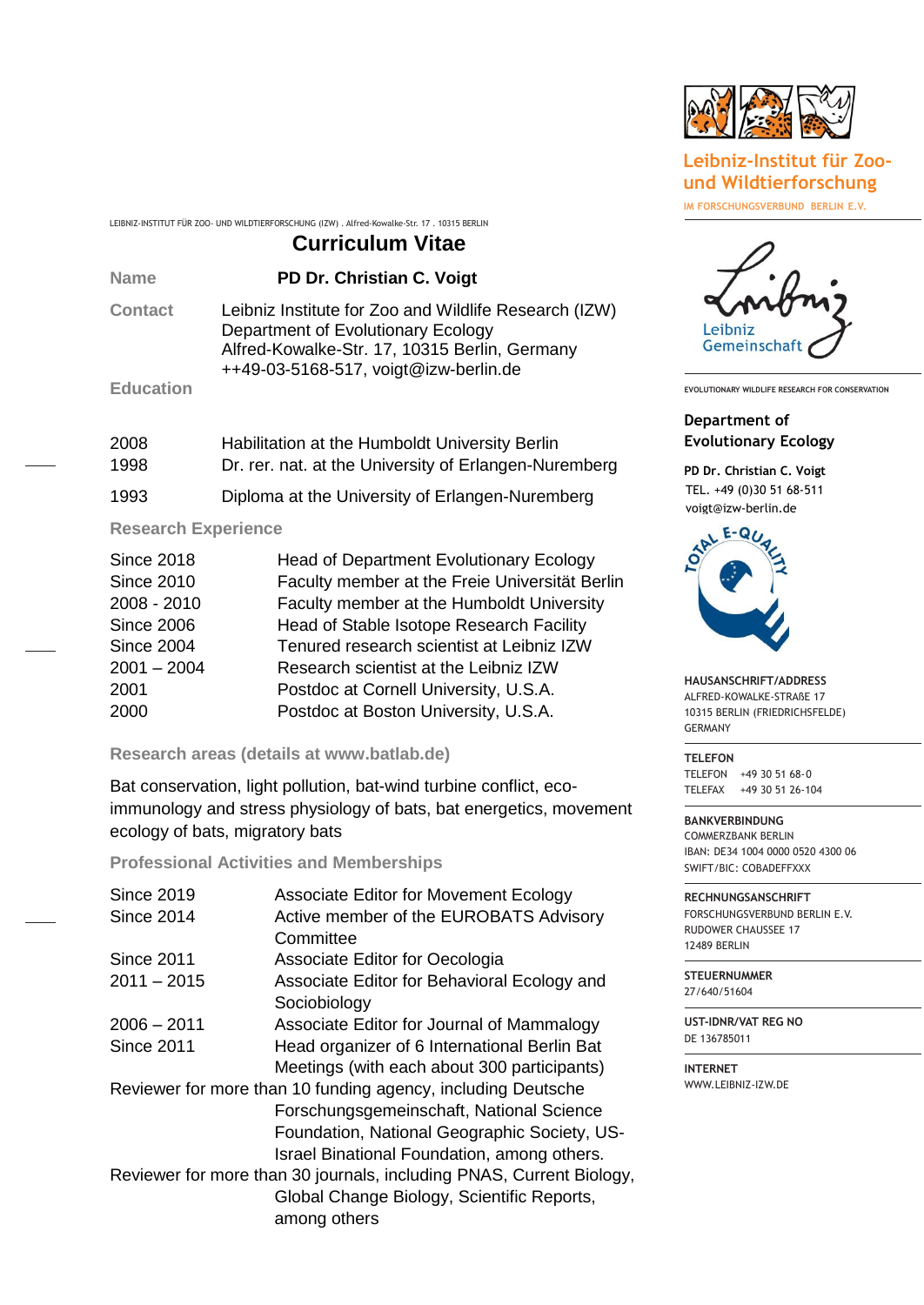LEIBNIZ-INSTITUT FÜR ZOO- UND WILDTIERFORSCHUNG (IZW) . Alfred-Kowalke-Str. 17 . 10315 BERLIN

# Curriculum Vitae

**Name** **PD Dr. Christian C. Voigt**

**Contact**
Leibniz Institute for Zoo and Wildlife Research (IZW)
Department of Evolutionary Ecology
Alfred-Kowalke-Str. 17, 10315 Berlin, Germany
++49-03-5168-517, voigt@izw-berlin.de

## Education

| | |
|---|---|
| 2008 | Habilitation at the Humboldt University Berlin |
| 1998 | Dr. rer. nat. at the University of Erlangen-Nuremberg |
| 1993 | Diploma at the University of Erlangen-Nuremberg |

## Research Experience

| | |
|---|---|
| Since 2018 | Head of Department Evolutionary Ecology |
| Since 2010 | Faculty member at the Freie Universität Berlin |
| 2008 - 2010 | Faculty member at the Humboldt University |
| Since 2006 | Head of Stable Isotope Research Facility |
| Since 2004 | Tenured research scientist at Leibniz IZW |
| 2001 – 2004 | Research scientist at the Leibniz IZW |
| 2001 | Postdoc at Cornell University, U.S.A. |
| 2000 | Postdoc at Boston University, U.S.A. |

## Research areas (details at www.batlab.de)

Bat conservation, light pollution, bat-wind turbine conflict, eco-immunology and stress physiology of bats, bat energetics, movement ecology of bats, migratory bats

## Professional Activities and Memberships

| | |
|---|---|
| Since 2019 | Associate Editor for Movement Ecology |
| Since 2014 | Active member of the EUROBATS Advisory Committee |
| Since 2011 | Associate Editor for Oecologia |
| 2011 – 2015 | Associate Editor for Behavioral Ecology and Sociobiology |
| 2006 – 2011 | Associate Editor for Journal of Mammalogy |
| Since 2011 | Head organizer of 6 International Berlin Bat Meetings (with each about 300 participants) |

Reviewer for more than 10 funding agency, including Deutsche Forschungsgemeinschaft, National Science Foundation, National Geographic Society, US-Israel Binational Foundation, among others.

Reviewer for more than 30 journals, including PNAS, Current Biology, Global Change Biology, Scientific Reports, among others

---

**Leibniz-Institut für Zoo- und Wildtierforschung**
IM FORSCHUNGSVERBUND BERLIN E.V.

Leibniz Gemeinschaft

EVOLUTIONARY WILDLIFE RESEARCH FOR CONSERVATION

**Department of Evolutionary Ecology**

**PD Dr. Christian C. Voigt**
TEL. +49 (0)30 51 68-511
voigt@izw-berlin.de

TOTAL E-QUALITY

**HAUSANSCHRIFT/ADDRESS**
ALFRED-KOWALKE-STRAßE 17
10315 BERLIN (FRIEDRICHSFELDE)
GERMANY

**TELEFON**
TELEFON +49 30 51 68-0
TELEFAX +49 30 51 26-104

**BANKVERBINDUNG**
COMMERZBANK BERLIN
IBAN: DE34 1004 0000 0520 4300 06
SWIFT/BIC: COBADEFFXXX

**RECHNUNGSANSCHRIFT**
FORSCHUNGSVERBUND BERLIN E.V.
RUDOWER CHAUSSEE 17
12489 BERLIN

**STEUERNUMMER**
27/640/51604

**UST-IDNR/VAT REG NO**
DE 136785011

**INTERNET**
WWW.LEIBNIZ-IZW.DE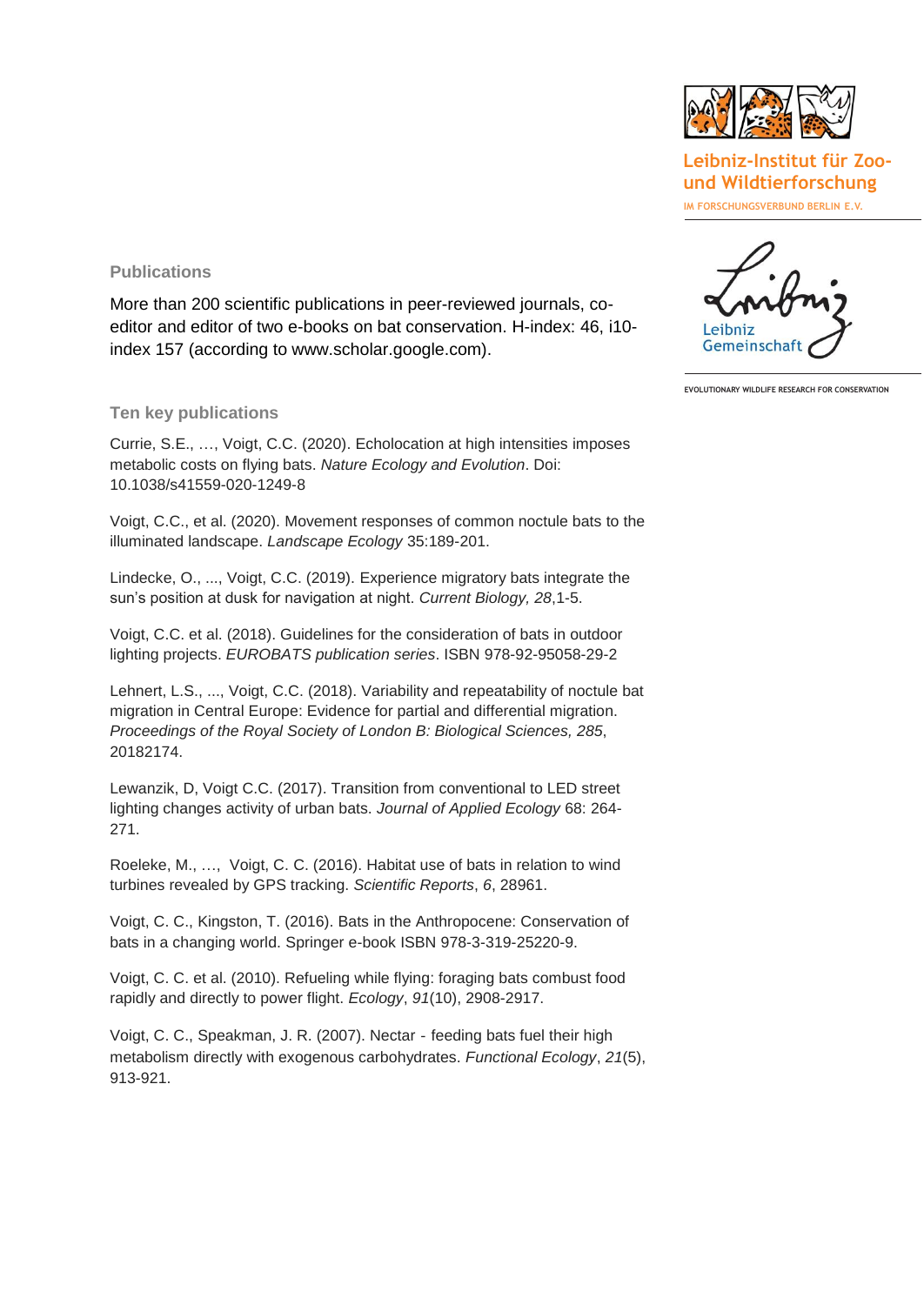## Publications

More than 200 scientific publications in peer-reviewed journals, co-editor and editor of two e-books on bat conservation. H-index: 46, i10-index 157 (according to www.scholar.google.com).

## Ten key publications

Currie, S.E., …, Voigt, C.C. (2020). Echolocation at high intensities imposes metabolic costs on flying bats. *Nature Ecology and Evolution*. Doi: 10.1038/s41559-020-1249-8

Voigt, C.C., et al. (2020). Movement responses of common noctule bats to the illuminated landscape. *Landscape Ecology* 35:189-201.

Lindecke, O., ..., Voigt, C.C. (2019). Experience migratory bats integrate the sun's position at dusk for navigation at night. *Current Biology, 28*,1-5.

Voigt, C.C. et al. (2018). Guidelines for the consideration of bats in outdoor lighting projects. *EUROBATS publication series*. ISBN 978-92-95058-29-2

Lehnert, L.S., ..., Voigt, C.C. (2018). Variability and repeatability of noctule bat migration in Central Europe: Evidence for partial and differential migration. *Proceedings of the Royal Society of London B: Biological Sciences, 285*, 20182174.

Lewanzik, D, Voigt C.C. (2017). Transition from conventional to LED street lighting changes activity of urban bats. *Journal of Applied Ecology* 68: 264-271.

Roeleke, M., …, Voigt, C. C. (2016). Habitat use of bats in relation to wind turbines revealed by GPS tracking. *Scientific Reports*, *6*, 28961.

Voigt, C. C., Kingston, T. (2016). Bats in the Anthropocene: Conservation of bats in a changing world. Springer e-book ISBN 978-3-319-25220-9.

Voigt, C. C. et al. (2010). Refueling while flying: foraging bats combust food rapidly and directly to power flight. *Ecology*, *91*(10), 2908-2917.

Voigt, C. C., Speakman, J. R. (2007). Nectar‐feeding bats fuel their high metabolism directly with exogenous carbohydrates. *Functional Ecology*, *21*(5), 913-921.